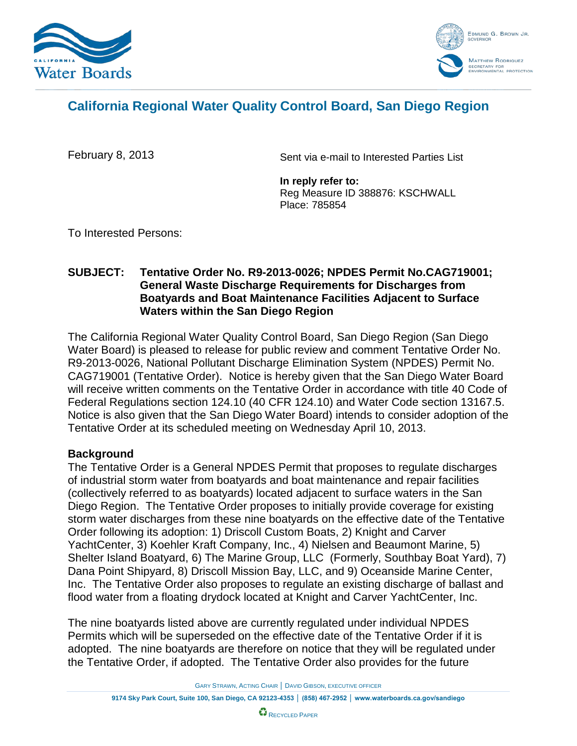# California Regional Water Quality Control Board, San Diego Region

February 8, 2013

Sent via e-mail to Interested Parties List

**In reply refer to:**
Reg Measure ID 388876: KSCHWALL
Place: 785854

To Interested Persons:

**SUBJECT: Tentative Order No. R9-2013-0026; NPDES Permit No.CAG719001; General Waste Discharge Requirements for Discharges from Boatyards and Boat Maintenance Facilities Adjacent to Surface Waters within the San Diego Region**

The California Regional Water Quality Control Board, San Diego Region (San Diego Water Board) is pleased to release for public review and comment Tentative Order No. R9-2013-0026, National Pollutant Discharge Elimination System (NPDES) Permit No. CAG719001 (Tentative Order). Notice is hereby given that the San Diego Water Board will receive written comments on the Tentative Order in accordance with title 40 Code of Federal Regulations section 124.10 (40 CFR 124.10) and Water Code section 13167.5. Notice is also given that the San Diego Water Board) intends to consider adoption of the Tentative Order at its scheduled meeting on Wednesday April 10, 2013.

## Background

The Tentative Order is a General NPDES Permit that proposes to regulate discharges of industrial storm water from boatyards and boat maintenance and repair facilities (collectively referred to as boatyards) located adjacent to surface waters in the San Diego Region. The Tentative Order proposes to initially provide coverage for existing storm water discharges from these nine boatyards on the effective date of the Tentative Order following its adoption: 1) Driscoll Custom Boats, 2) Knight and Carver YachtCenter, 3) Koehler Kraft Company, Inc., 4) Nielsen and Beaumont Marine, 5) Shelter Island Boatyard, 6) The Marine Group, LLC (Formerly, Southbay Boat Yard), 7) Dana Point Shipyard, 8) Driscoll Mission Bay, LLC, and 9) Oceanside Marine Center, Inc. The Tentative Order also proposes to regulate an existing discharge of ballast and flood water from a floating drydock located at Knight and Carver YachtCenter, Inc.

The nine boatyards listed above are currently regulated under individual NPDES Permits which will be superseded on the effective date of the Tentative Order if it is adopted. The nine boatyards are therefore on notice that they will be regulated under the Tentative Order, if adopted. The Tentative Order also provides for the future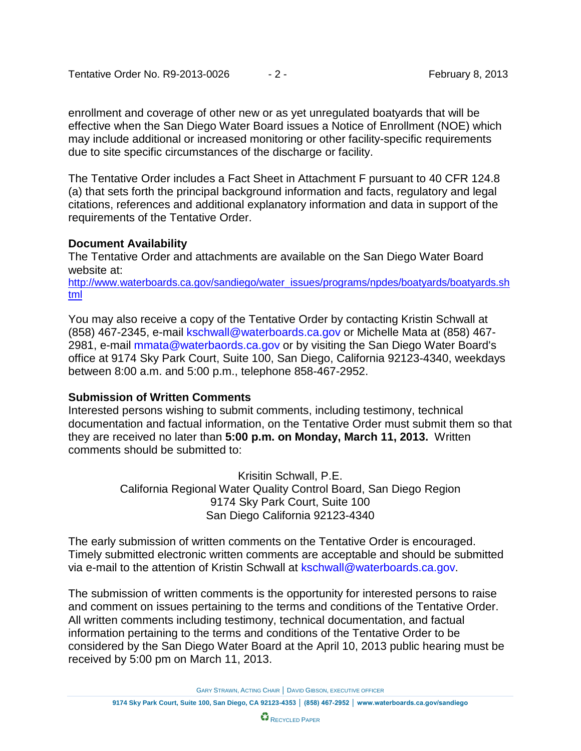enrollment and coverage of other new or as yet unregulated boatyards that will be effective when the San Diego Water Board issues a Notice of Enrollment (NOE) which may include additional or increased monitoring or other facility-specific requirements due to site specific circumstances of the discharge or facility.

The Tentative Order includes a Fact Sheet in Attachment F pursuant to 40 CFR 124.8 (a) that sets forth the principal background information and facts, regulatory and legal citations, references and additional explanatory information and data in support of the requirements of the Tentative Order.

**Document Availability**

The Tentative Order and attachments are available on the San Diego Water Board website at:
http://www.waterboards.ca.gov/sandiego/water_issues/programs/npdes/boatyards/boatyards.shtml

You may also receive a copy of the Tentative Order by contacting Kristin Schwall at (858) 467-2345, e-mail kschwall@waterboards.ca.gov or Michelle Mata at (858) 467-2981, e-mail mmata@waterbaords.ca.gov or by visiting the San Diego Water Board's office at 9174 Sky Park Court, Suite 100, San Diego, California 92123-4340, weekdays between 8:00 a.m. and 5:00 p.m., telephone 858-467-2952.

**Submission of Written Comments**

Interested persons wishing to submit comments, including testimony, technical documentation and factual information, on the Tentative Order must submit them so that they are received no later than **5:00 p.m. on Monday, March 11, 2013.** Written comments should be submitted to:

Krisitin Schwall, P.E.
California Regional Water Quality Control Board, San Diego Region
9174 Sky Park Court, Suite 100
San Diego California 92123-4340

The early submission of written comments on the Tentative Order is encouraged. Timely submitted electronic written comments are acceptable and should be submitted via e-mail to the attention of Kristin Schwall at kschwall@waterboards.ca.gov.

The submission of written comments is the opportunity for interested persons to raise and comment on issues pertaining to the terms and conditions of the Tentative Order. All written comments including testimony, technical documentation, and factual information pertaining to the terms and conditions of the Tentative Order to be considered by the San Diego Water Board at the April 10, 2013 public hearing must be received by 5:00 pm on March 11, 2013.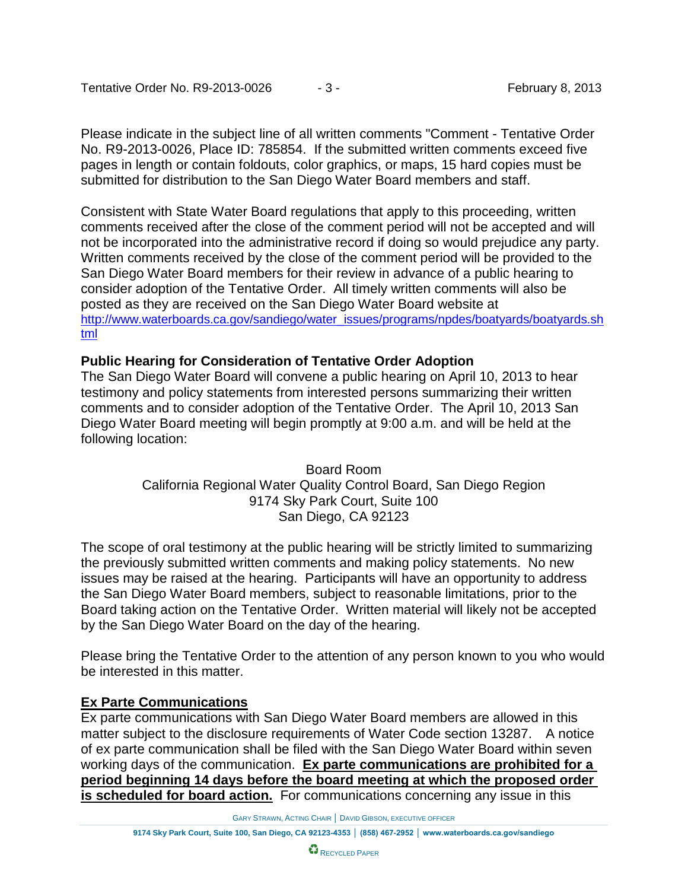Please indicate in the subject line of all written comments "Comment - Tentative Order No. R9-2013-0026, Place ID: 785854. If the submitted written comments exceed five pages in length or contain foldouts, color graphics, or maps, 15 hard copies must be submitted for distribution to the San Diego Water Board members and staff.

Consistent with State Water Board regulations that apply to this proceeding, written comments received after the close of the comment period will not be accepted and will not be incorporated into the administrative record if doing so would prejudice any party. Written comments received by the close of the comment period will be provided to the San Diego Water Board members for their review in advance of a public hearing to consider adoption of the Tentative Order. All timely written comments will also be posted as they are received on the San Diego Water Board website at http://www.waterboards.ca.gov/sandiego/water_issues/programs/npdes/boatyards/boatyards.shtml

**Public Hearing for Consideration of Tentative Order Adoption**

The San Diego Water Board will convene a public hearing on April 10, 2013 to hear testimony and policy statements from interested persons summarizing their written comments and to consider adoption of the Tentative Order. The April 10, 2013 San Diego Water Board meeting will begin promptly at 9:00 a.m. and will be held at the following location:

Board Room
California Regional Water Quality Control Board, San Diego Region
9174 Sky Park Court, Suite 100
San Diego, CA 92123

The scope of oral testimony at the public hearing will be strictly limited to summarizing the previously submitted written comments and making policy statements. No new issues may be raised at the hearing. Participants will have an opportunity to address the San Diego Water Board members, subject to reasonable limitations, prior to the Board taking action on the Tentative Order. Written material will likely not be accepted by the San Diego Water Board on the day of the hearing.

Please bring the Tentative Order to the attention of any person known to you who would be interested in this matter.

**Ex Parte Communications**

Ex parte communications with San Diego Water Board members are allowed in this matter subject to the disclosure requirements of Water Code section 13287. A notice of ex parte communication shall be filed with the San Diego Water Board within seven working days of the communication. **Ex parte communications are prohibited for a period beginning 14 days before the board meeting at which the proposed order is scheduled for board action.** For communications concerning any issue in this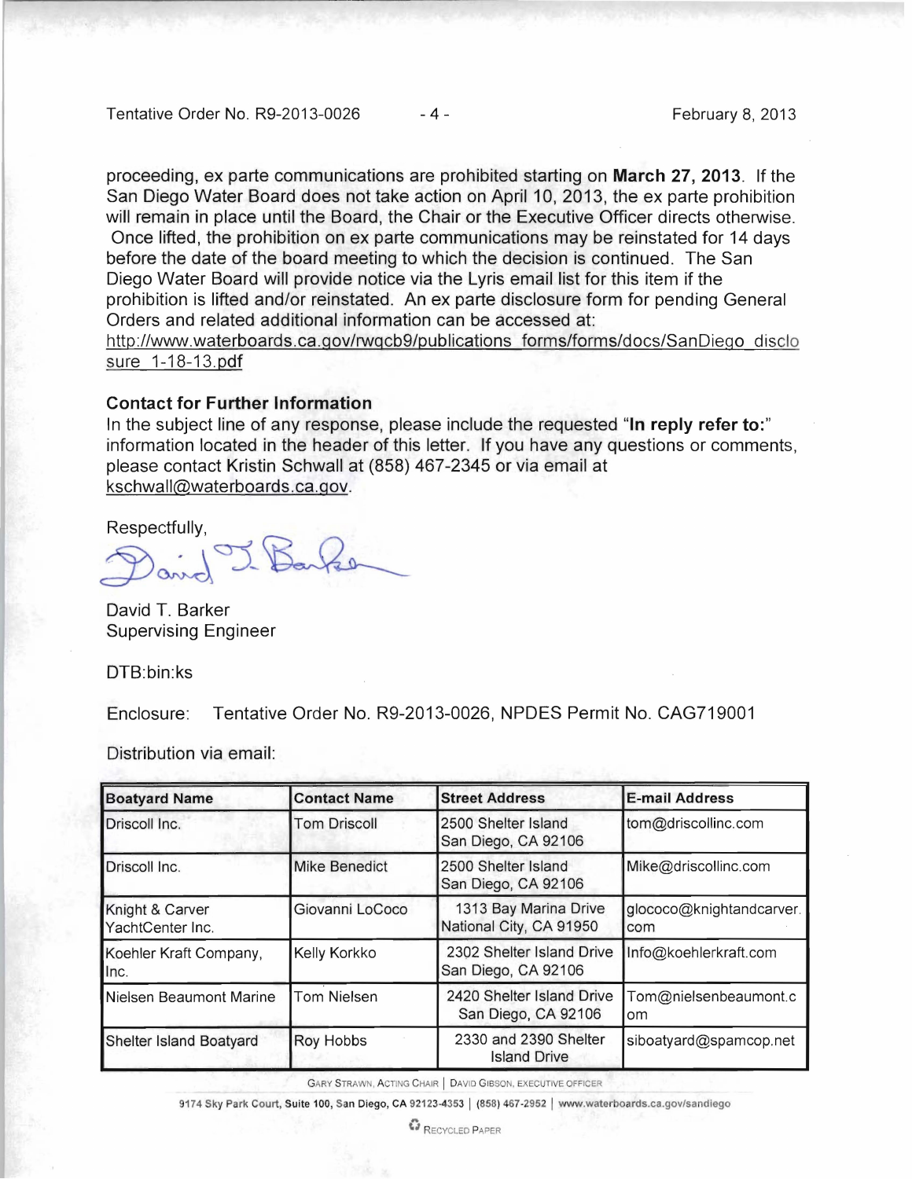proceeding, ex parte communications are prohibited starting on **March 27, 2013**. If the San Diego Water Board does not take action on April 10, 2013, the ex parte prohibition will remain in place until the Board, the Chair or the Executive Officer directs otherwise. Once lifted, the prohibition on ex parte communications may be reinstated for 14 days before the date of the board meeting to which the decision is continued. The San Diego Water Board will provide notice via the Lyris email list for this item if the prohibition is lifted and/or reinstated. An ex parte disclosure form for pending General Orders and related additional information can be accessed at: http://www.waterboards.ca.gov/rwqcb9/publications_forms/forms/docs/SanDiego_disclosure_1-18-13.pdf

**Contact for Further Information**

In the subject line of any response, please include the requested "**In reply refer to:**" information located in the header of this letter. If you have any questions or comments, please contact Kristin Schwall at (858) 467-2345 or via email at kschwall@waterboards.ca.gov.

Respectfully,

David T. Barker
Supervising Engineer

DTB:bin:ks

Enclosure: Tentative Order No. R9-2013-0026, NPDES Permit No. CAG719001

Distribution via email:

| Boatyard Name | Contact Name | Street Address | E-mail Address |
|---|---|---|---|
| Driscoll Inc. | Tom Driscoll | 2500 Shelter Island San Diego, CA 92106 | tom@driscollinc.com |
| Driscoll Inc. | Mike Benedict | 2500 Shelter Island San Diego, CA 92106 | Mike@driscollinc.com |
| Knight & Carver YachtCenter Inc. | Giovanni LoCoco | 1313 Bay Marina Drive National City, CA 91950 | glococo@knightandcarver.com |
| Koehler Kraft Company, Inc. | Kelly Korkko | 2302 Shelter Island Drive San Diego, CA 92106 | Info@koehlerkraft.com |
| Nielsen Beaumont Marine | Tom Nielsen | 2420 Shelter Island Drive San Diego, CA 92106 | Tom@nielsenbeaumont.com |
| Shelter Island Boatyard | Roy Hobbs | 2330 and 2390 Shelter Island Drive | siboatyard@spamcop.net |

GARY STRAWN, ACTING CHAIR | DAVID GIBSON, EXECUTIVE OFFICER

9174 Sky Park Court, Suite 100, San Diego, CA 92123-4353 | (858) 467-2952 | www.waterboards.ca.gov/sandiego

RECYCLED PAPER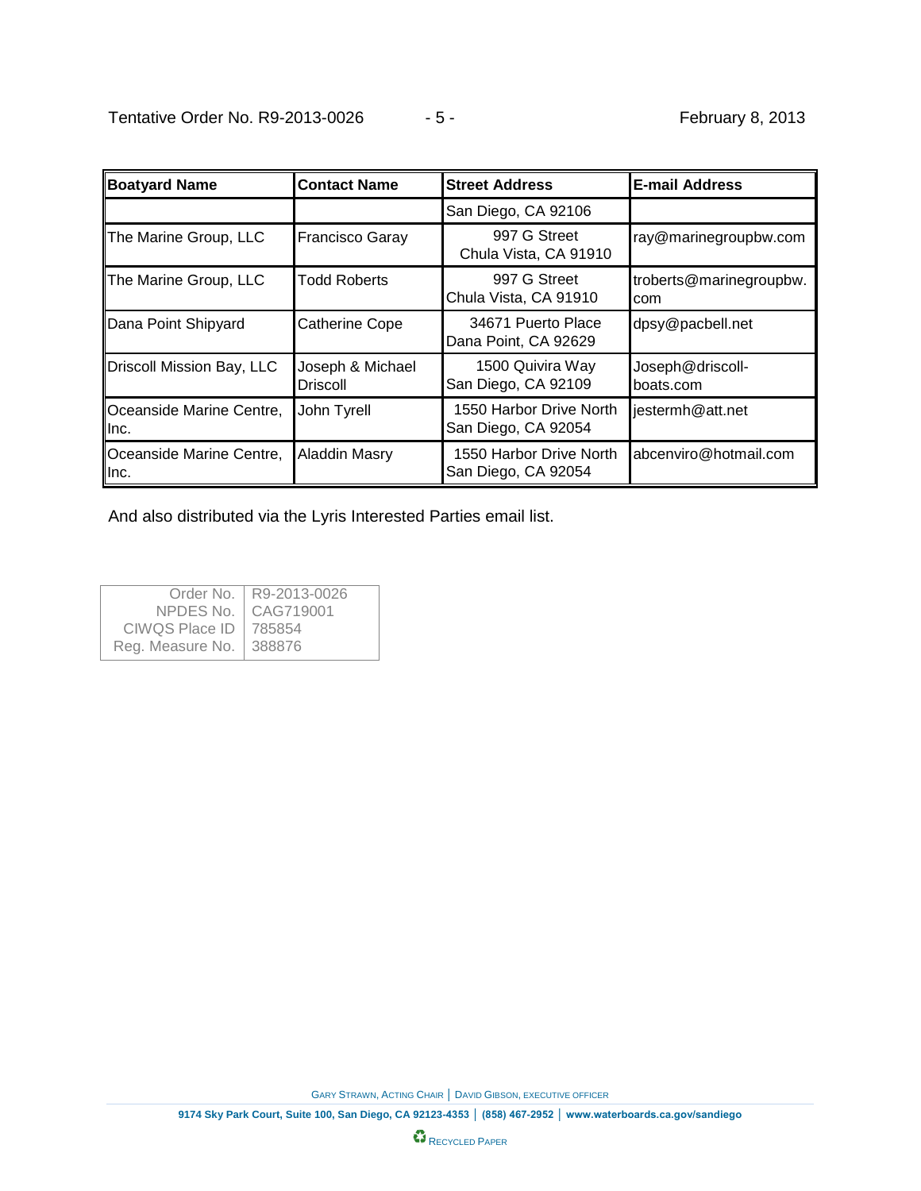| Boatyard Name | Contact Name | Street Address | E-mail Address |
|---|---|---|---|
| | | San Diego, CA 92106 | |
| The Marine Group, LLC | Francisco Garay | 997 G Street Chula Vista, CA 91910 | ray@marinegroupbw.com |
| The Marine Group, LLC | Todd Roberts | 997 G Street Chula Vista, CA 91910 | troberts@marinegroupbw.com |
| Dana Point Shipyard | Catherine Cope | 34671 Puerto Place Dana Point, CA 92629 | dpsy@pacbell.net |
| Driscoll Mission Bay, LLC | Joseph & Michael Driscoll | 1500 Quivira Way San Diego, CA 92109 | Joseph@driscoll-boats.com |
| Oceanside Marine Centre, Inc. | John Tyrell | 1550 Harbor Drive North San Diego, CA 92054 | jestermh@att.net |
| Oceanside Marine Centre, Inc. | Aladdin Masry | 1550 Harbor Drive North San Diego, CA 92054 | abcenviro@hotmail.com |

And also distributed via the Lyris Interested Parties email list.

| | |
|---|---|
| Order No. | R9-2013-0026 |
| NPDES No. | CAG719001 |
| CIWQS Place ID | 785854 |
| Reg. Measure No. | 388876 |

GARY STRAWN, ACTING CHAIR | DAVID GIBSON, EXECUTIVE OFFICER

9174 Sky Park Court, Suite 100, San Diego, CA 92123-4353 | (858) 467-2952 | www.waterboards.ca.gov/sandiego

RECYCLED PAPER